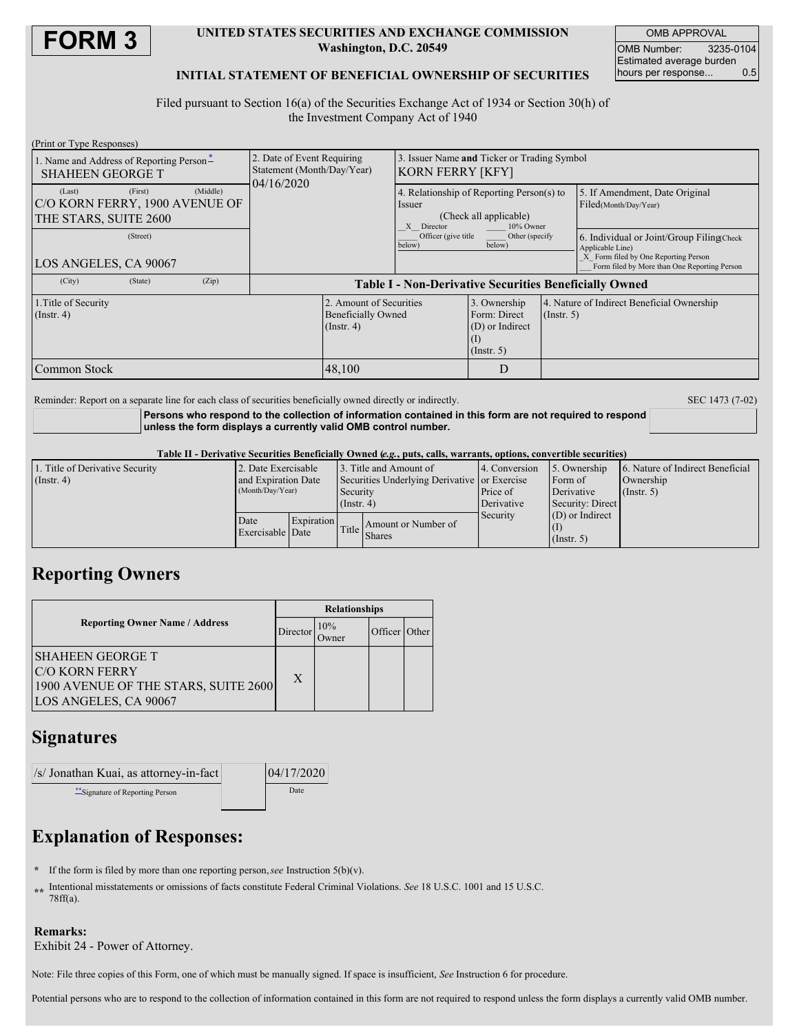# FORM 3

**UNITED STATES SECURITIES AND EXCHANGE COMMISSION**
**Washington, D.C. 20549**

**INITIAL STATEMENT OF BENEFICIAL OWNERSHIP OF SECURITIES**

| OMB APPROVAL | |
|---|---|
| OMB Number: | 3235-0104 |
| Estimated average burden hours per response... | 0.5 |

Filed pursuant to Section 16(a) of the Securities Exchange Act of 1934 or Section 30(h) of the Investment Company Act of 1940

(Print or Type Responses)

| 1. Name and Address of Reporting Person* | 2. Date of Event Requiring Statement (Month/Day/Year) | 3. Issuer Name **and** Ticker or Trading Symbol | |
|---|---|---|---|
| SHAHEEN GEORGE T | 04/16/2020 | KORN FERRY [KFY] | |
| (Last) (First) (Middle) C/O KORN FERRY, 1900 AVENUE OF THE STARS, SUITE 2600 | | 4. Relationship of Reporting Person(s) to Issuer (Check all applicable) _X_ Director ___ 10% Owner ___ Officer (give title below) ___ Other (specify below) | 5. If Amendment, Date Original Filed(Month/Day/Year) |
| (Street) LOS ANGELES, CA 90067 | | | 6. Individual or Joint/Group Filing(Check Applicable Line) _X_ Form filed by One Reporting Person ___ Form filed by More than One Reporting Person |
| (City) (State) (Zip) | | | |

**Table I - Non-Derivative Securities Beneficially Owned**

| 1.Title of Security (Instr. 4) | 2. Amount of Securities Beneficially Owned (Instr. 4) | 3. Ownership Form: Direct (D) or Indirect (I) (Instr. 5) | 4. Nature of Indirect Beneficial Ownership (Instr. 5) |
|---|---|---|---|
| Common Stock | 48,100 | D | |

Reminder: Report on a separate line for each class of securities beneficially owned directly or indirectly.

SEC 1473 (7-02)

**Persons who respond to the collection of information contained in this form are not required to respond unless the form displays a currently valid OMB control number.**

**Table II - Derivative Securities Beneficially Owned (*e.g.*, puts, calls, warrants, options, convertible securities)**

| 1. Title of Derivative Security (Instr. 4) | 2. Date Exercisable and Expiration Date (Month/Day/Year) | | 3. Title and Amount of Securities Underlying Derivative Security (Instr. 4) | | 4. Conversion or Exercise Price of Derivative Security | 5. Ownership Form of Derivative Security: Direct (D) or Indirect (I) (Instr. 5) | 6. Nature of Indirect Beneficial Ownership (Instr. 5) |
|---|---|---|---|---|---|---|---|
| | Date Exercisable | Expiration Date | Title | Amount or Number of Shares | | | |

## Reporting Owners

| Reporting Owner Name / Address | Relationships | | | |
|---|---|---|---|---|
| | Director | 10% Owner | Officer | Other |
| SHAHEEN GEORGE T C/O KORN FERRY 1900 AVENUE OF THE STARS, SUITE 2600 LOS ANGELES, CA 90067 | X | | | |

## Signatures

| /s/ Jonathan Kuai, as attorney-in-fact | 04/17/2020 |
|---|---|
| **Signature of Reporting Person | Date |

## Explanation of Responses:

\* If the form is filed by more than one reporting person, *see* Instruction 5(b)(v).

\*\* Intentional misstatements or omissions of facts constitute Federal Criminal Violations. *See* 18 U.S.C. 1001 and 15 U.S.C. 78ff(a).

**Remarks:**
Exhibit 24 - Power of Attorney.

Note: File three copies of this Form, one of which must be manually signed. If space is insufficient, *See* Instruction 6 for procedure.

Potential persons who are to respond to the collection of information contained in this form are not required to respond unless the form displays a currently valid OMB number.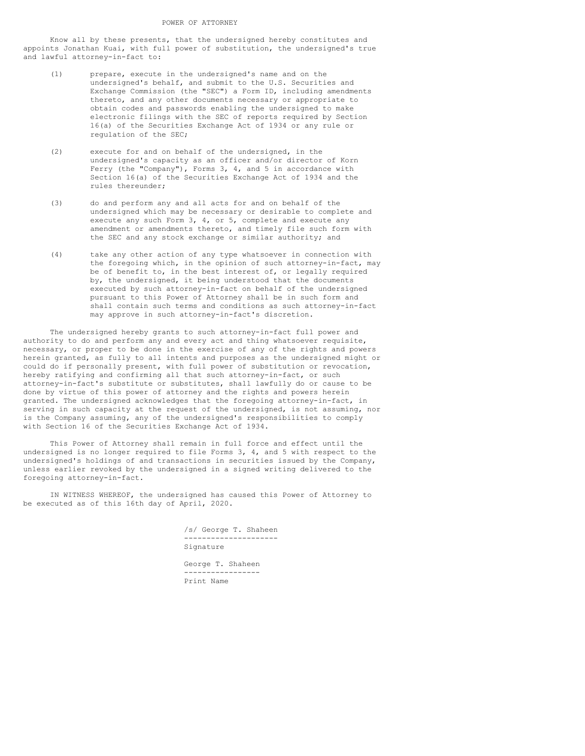# POWER OF ATTORNEY

Know all by these presents, that the undersigned hereby constitutes and appoints Jonathan Kuai, with full power of substitution, the undersigned's true and lawful attorney-in-fact to:

(1) prepare, execute in the undersigned's name and on the undersigned's behalf, and submit to the U.S. Securities and Exchange Commission (the "SEC") a Form ID, including amendments thereto, and any other documents necessary or appropriate to obtain codes and passwords enabling the undersigned to make electronic filings with the SEC of reports required by Section 16(a) of the Securities Exchange Act of 1934 or any rule or regulation of the SEC;

(2) execute for and on behalf of the undersigned, in the undersigned's capacity as an officer and/or director of Korn Ferry (the "Company"), Forms 3, 4, and 5 in accordance with Section 16(a) of the Securities Exchange Act of 1934 and the rules thereunder;

(3) do and perform any and all acts for and on behalf of the undersigned which may be necessary or desirable to complete and execute any such Form 3, 4, or 5, complete and execute any amendment or amendments thereto, and timely file such form with the SEC and any stock exchange or similar authority; and

(4) take any other action of any type whatsoever in connection with the foregoing which, in the opinion of such attorney-in-fact, may be of benefit to, in the best interest of, or legally required by, the undersigned, it being understood that the documents executed by such attorney-in-fact on behalf of the undersigned pursuant to this Power of Attorney shall be in such form and shall contain such terms and conditions as such attorney-in-fact may approve in such attorney-in-fact's discretion.

The undersigned hereby grants to such attorney-in-fact full power and authority to do and perform any and every act and thing whatsoever requisite, necessary, or proper to be done in the exercise of any of the rights and powers herein granted, as fully to all intents and purposes as the undersigned might or could do if personally present, with full power of substitution or revocation, hereby ratifying and confirming all that such attorney-in-fact, or such attorney-in-fact's substitute or substitutes, shall lawfully do or cause to be done by virtue of this power of attorney and the rights and powers herein granted. The undersigned acknowledges that the foregoing attorney-in-fact, in serving in such capacity at the request of the undersigned, is not assuming, nor is the Company assuming, any of the undersigned's responsibilities to comply with Section 16 of the Securities Exchange Act of 1934.

This Power of Attorney shall remain in full force and effect until the undersigned is no longer required to file Forms 3, 4, and 5 with respect to the undersigned's holdings of and transactions in securities issued by the Company, unless earlier revoked by the undersigned in a signed writing delivered to the foregoing attorney-in-fact.

IN WITNESS WHEREOF, the undersigned has caused this Power of Attorney to be executed as of this 16th day of April, 2020.

/s/ George T. Shaheen
---------------------
Signature

George T. Shaheen
-----------------
Print Name